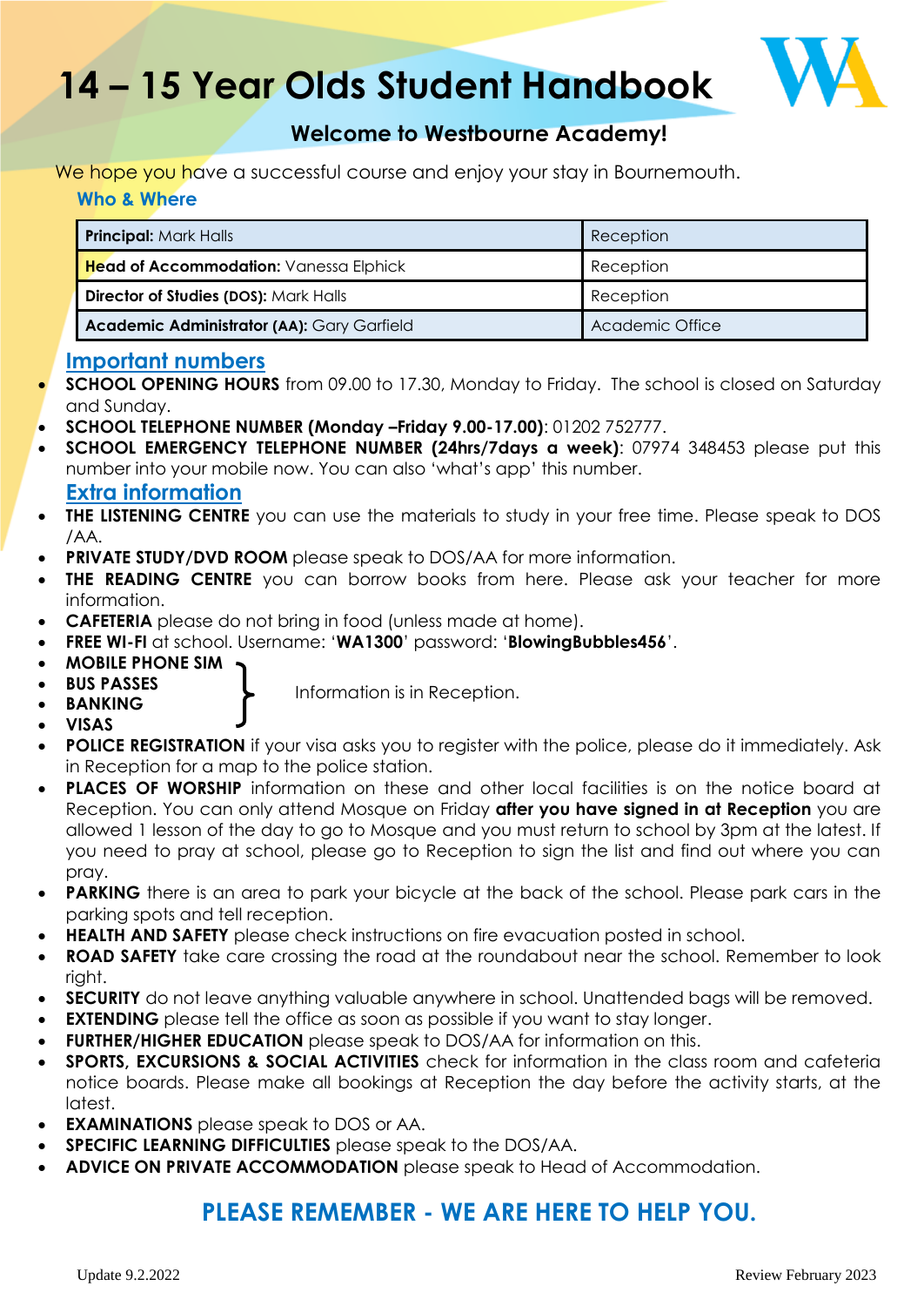# 14 – 15 Year Olds Student Handbook

### Welcome to Westbourne Academy!

We hope you have a successful course and enjoy your stay in Bournemouth.

## Who & Where

| **Principal:** Mark Halls | Reception |
|---|---|
| **Head of Accommodation:** Vanessa Elphick | Reception |
| **Director of Studies (DOS):** Mark Halls | Reception |
| **Academic Administrator (AA):** Gary Garfield | Academic Office |

## Important numbers

- **SCHOOL OPENING HOURS** from 09.00 to 17.30, Monday to Friday. The school is closed on Saturday and Sunday.
- **SCHOOL TELEPHONE NUMBER (Monday –Friday 9.00-17.00)**: 01202 752777.
- **SCHOOL EMERGENCY TELEPHONE NUMBER (24hrs/7days a week)**: 07974 348453 please put this number into your mobile now. You can also 'what's app' this number.

## Extra information

- **THE LISTENING CENTRE** you can use the materials to study in your free time. Please speak to DOS /AA.
- **PRIVATE STUDY/DVD ROOM** please speak to DOS/AA for more information.
- **THE READING CENTRE** you can borrow books from here. Please ask your teacher for more information.
- **CAFETERIA** please do not bring in food (unless made at home).
- **FREE WI-FI** at school. Username: '**WA1300**' password: '**BlowingBubbles456**'.
- **MOBILE PHONE SIM**
- **BUS PASSES**
- **BANKING**
- **VISAS**

  } Information is in Reception.
- **POLICE REGISTRATION** if your visa asks you to register with the police, please do it immediately. Ask in Reception for a map to the police station.
- **PLACES OF WORSHIP** information on these and other local facilities is on the notice board at Reception. You can only attend Mosque on Friday **after you have signed in at Reception** you are allowed 1 lesson of the day to go to Mosque and you must return to school by 3pm at the latest. If you need to pray at school, please go to Reception to sign the list and find out where you can pray.
- **PARKING** there is an area to park your bicycle at the back of the school. Please park cars in the parking spots and tell reception.
- **HEALTH AND SAFETY** please check instructions on fire evacuation posted in school.
- **ROAD SAFETY** take care crossing the road at the roundabout near the school. Remember to look right.
- **SECURITY** do not leave anything valuable anywhere in school. Unattended bags will be removed.
- **EXTENDING** please tell the office as soon as possible if you want to stay longer.
- **FURTHER/HIGHER EDUCATION** please speak to DOS/AA for information on this.
- **SPORTS, EXCURSIONS & SOCIAL ACTIVITIES** check for information in the class room and cafeteria notice boards. Please make all bookings at Reception the day before the activity starts, at the latest.
- **EXAMINATIONS** please speak to DOS or AA.
- **SPECIFIC LEARNING DIFFICULTIES** please speak to the DOS/AA.
- **ADVICE ON PRIVATE ACCOMMODATION** please speak to Head of Accommodation.

## PLEASE REMEMBER - WE ARE HERE TO HELP YOU.

Update 9.2.2022 Review February 2023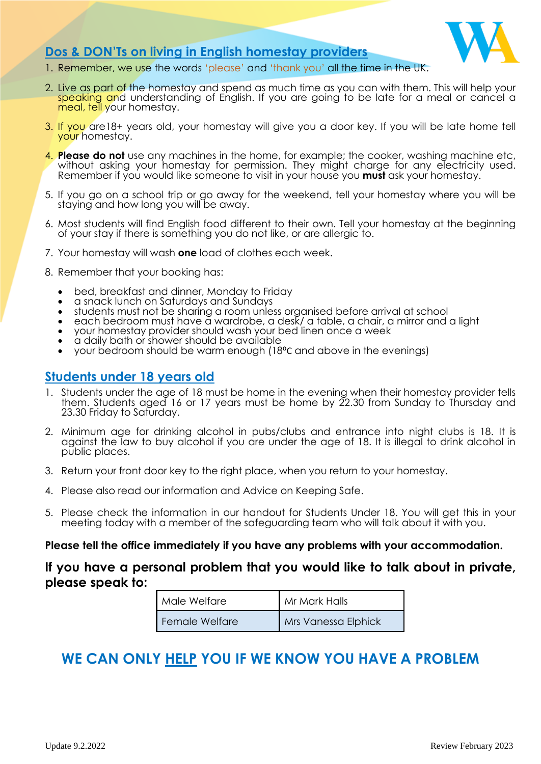## Dos & DON'Ts on living in English homestay providers

1. Remember, we use the words 'please' and 'thank you' all the time in the UK.
2. Live as part of the homestay and spend as much time as you can with them. This will help your speaking and understanding of English. If you are going to be late for a meal or cancel a meal, tell your homestay.
3. If you are18+ years old, your homestay will give you a door key. If you will be late home tell your homestay.
4. **Please do not** use any machines in the home, for example; the cooker, washing machine etc, without asking your homestay for permission. They might charge for any electricity used. Remember if you would like someone to visit in your house you **must** ask your homestay.
5. If you go on a school trip or go away for the weekend, tell your homestay where you will be staying and how long you will be away.
6. Most students will find English food different to their own. Tell your homestay at the beginning of your stay if there is something you do not like, or are allergic to.
7. Your homestay will wash **one** load of clothes each week.
8. Remember that your booking has:
   - bed, breakfast and dinner, Monday to Friday
   - a snack lunch on Saturdays and Sundays
   - students must not be sharing a room unless organised before arrival at school
   - each bedroom must have a wardrobe, a desk/ a table, a chair, a mirror and a light
   - your homestay provider should wash your bed linen once a week
   - a daily bath or shower should be available
   - your bedroom should be warm enough (18ºc and above in the evenings)

## Students under 18 years old

1. Students under the age of 18 must be home in the evening when their homestay provider tells them. Students aged 16 or 17 years must be home by 22.30 from Sunday to Thursday and 23.30 Friday to Saturday.
2. Minimum age for drinking alcohol in pubs/clubs and entrance into night clubs is 18. It is against the law to buy alcohol if you are under the age of 18. It is illegal to drink alcohol in public places.
3. Return your front door key to the right place, when you return to your homestay.
4. Please also read our information and Advice on Keeping Safe.
5. Please check the information in our handout for Students Under 18. You will get this in your meeting today with a member of the safeguarding team who will talk about it with you.

**Please tell the office immediately if you have any problems with your accommodation.**

**If you have a personal problem that you would like to talk about in private, please speak to:**

| Male Welfare | Mr Mark Halls |
|---|---|
| Female Welfare | Mrs Vanessa Elphick |

## WE CAN ONLY HELP YOU IF WE KNOW YOU HAVE A PROBLEM

Update 9.2.2022 Review February 2023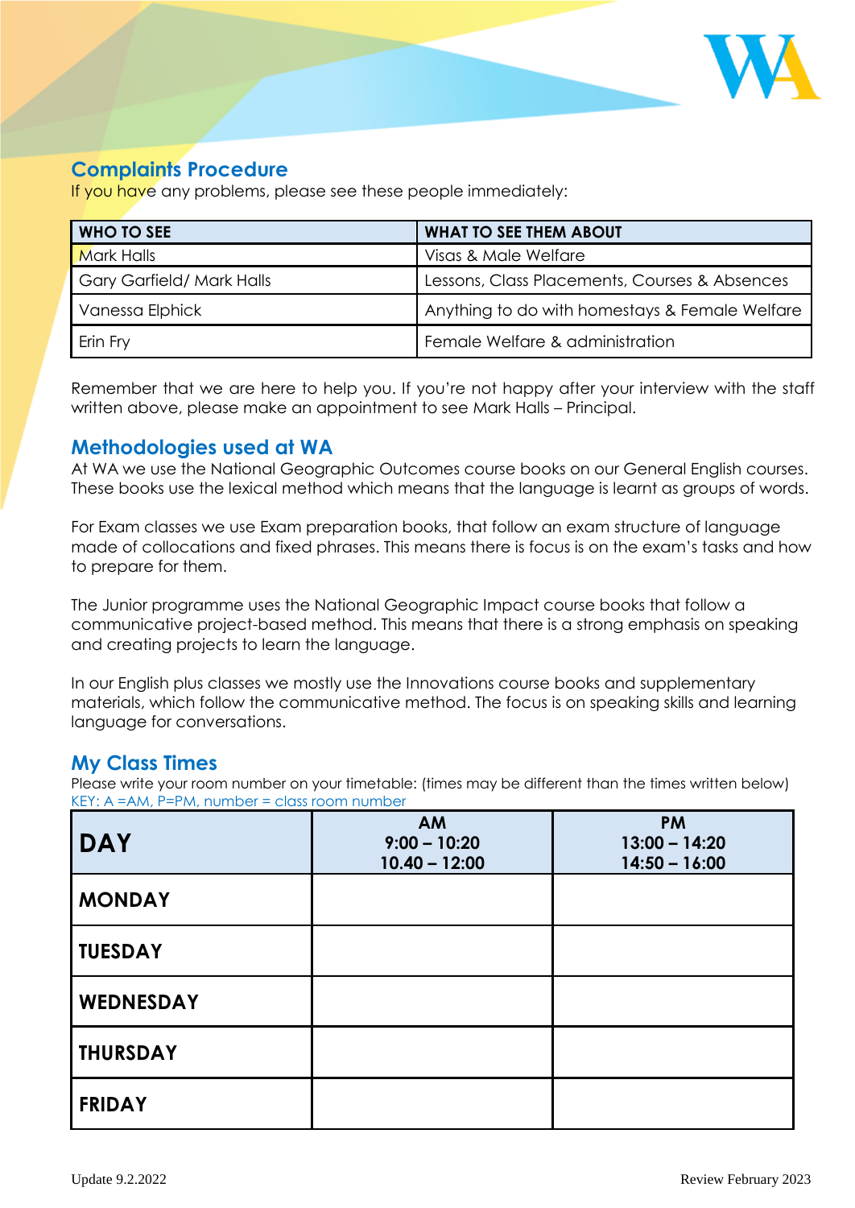## Complaints Procedure

If you have any problems, please see these people immediately:

| WHO TO SEE | WHAT TO SEE THEM ABOUT |
|---|---|
| Mark Halls | Visas & Male Welfare |
| Gary Garfield/ Mark Halls | Lessons, Class Placements, Courses & Absences |
| Vanessa Elphick | Anything to do with homestays & Female Welfare |
| Erin Fry | Female Welfare & administration |

Remember that we are here to help you. If you're not happy after your interview with the staff written above, please make an appointment to see Mark Halls – Principal.

## Methodologies used at WA

At WA we use the National Geographic Outcomes course books on our General English courses. These books use the lexical method which means that the language is learnt as groups of words.

For Exam classes we use Exam preparation books, that follow an exam structure of language made of collocations and fixed phrases. This means there is focus is on the exam's tasks and how to prepare for them.

The Junior programme uses the National Geographic Impact course books that follow a communicative project-based method. This means that there is a strong emphasis on speaking and creating projects to learn the language.

In our English plus classes we mostly use the Innovations course books and supplementary materials, which follow the communicative method. The focus is on speaking skills and learning language for conversations.

## My Class Times

Please write your room number on your timetable: (times may be different than the times written below)

KEY: A =AM, P=PM, number = class room number

| DAY | AM<br>9:00 – 10:20<br>10.40 – 12:00 | PM<br>13:00 – 14:20<br>14:50 – 16:00 |
|---|---|---|
| MONDAY | | |
| TUESDAY | | |
| WEDNESDAY | | |
| THURSDAY | | |
| FRIDAY | | |

Update 9.2.2022 Review February 2023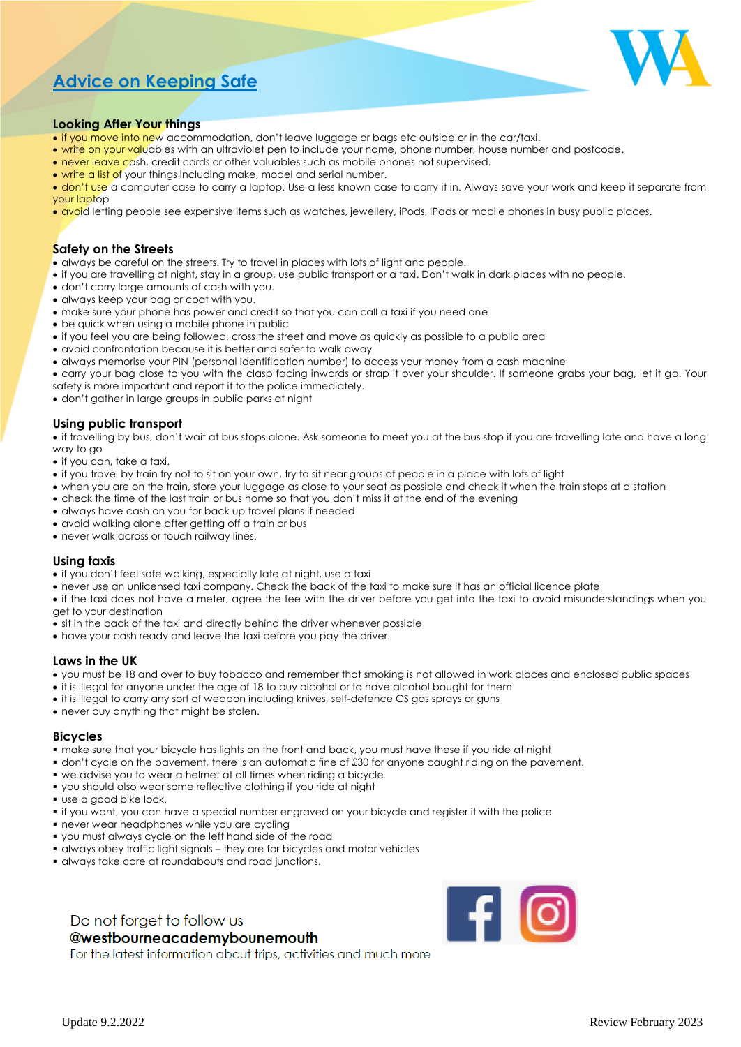# Advice on Keeping Safe

## Looking After Your things

- if you move into new accommodation, don't leave luggage or bags etc outside or in the car/taxi.
- write on your valuables with an ultraviolet pen to include your name, phone number, house number and postcode.
- never leave cash, credit cards or other valuables such as mobile phones not supervised.
- write a list of your things including make, model and serial number.
- don't use a computer case to carry a laptop. Use a less known case to carry it in. Always save your work and keep it separate from your laptop
- avoid letting people see expensive items such as watches, jewellery, iPods, iPads or mobile phones in busy public places.

## Safety on the Streets

- always be careful on the streets. Try to travel in places with lots of light and people.
- if you are travelling at night, stay in a group, use public transport or a taxi. Don't walk in dark places with no people.
- don't carry large amounts of cash with you.
- always keep your bag or coat with you.
- make sure your phone has power and credit so that you can call a taxi if you need one
- be quick when using a mobile phone in public
- if you feel you are being followed, cross the street and move as quickly as possible to a public area
- avoid confrontation because it is better and safer to walk away
- always memorise your PIN (personal identification number) to access your money from a cash machine
- carry your bag close to you with the clasp facing inwards or strap it over your shoulder. If someone grabs your bag, let it go. Your safety is more important and report it to the police immediately.
- don't gather in large groups in public parks at night

## Using public transport

- if travelling by bus, don't wait at bus stops alone. Ask someone to meet you at the bus stop if you are travelling late and have a long way to go
- if you can, take a taxi.
- if you travel by train try not to sit on your own, try to sit near groups of people in a place with lots of light
- when you are on the train, store your luggage as close to your seat as possible and check it when the train stops at a station
- check the time of the last train or bus home so that you don't miss it at the end of the evening
- always have cash on you for back up travel plans if needed
- avoid walking alone after getting off a train or bus
- never walk across or touch railway lines.

## Using taxis

- if you don't feel safe walking, especially late at night, use a taxi
- never use an unlicensed taxi company. Check the back of the taxi to make sure it has an official licence plate
- if the taxi does not have a meter, agree the fee with the driver before you get into the taxi to avoid misunderstandings when you get to your destination
- sit in the back of the taxi and directly behind the driver whenever possible
- have your cash ready and leave the taxi before you pay the driver.

## Laws in the UK

- you must be 18 and over to buy tobacco and remember that smoking is not allowed in work places and enclosed public spaces
- it is illegal for anyone under the age of 18 to buy alcohol or to have alcohol bought for them
- it is illegal to carry any sort of weapon including knives, self-defence CS gas sprays or guns
- never buy anything that might be stolen.

## Bicycles

- make sure that your bicycle has lights on the front and back, you must have these if you ride at night
- don't cycle on the pavement, there is an automatic fine of £30 for anyone caught riding on the pavement.
- we advise you to wear a helmet at all times when riding a bicycle
- you should also wear some reflective clothing if you ride at night
- use a good bike lock.
- if you want, you can have a special number engraved on your bicycle and register it with the police
- never wear headphones while you are cycling
- you must always cycle on the left hand side of the road
- always obey traffic light signals – they are for bicycles and motor vehicles
- always take care at roundabouts and road junctions.

Do not forget to follow us
**@westbourneacademybounemouth**
For the latest information about trips, activities and much more

Update 9.2.2022 | Review February 2023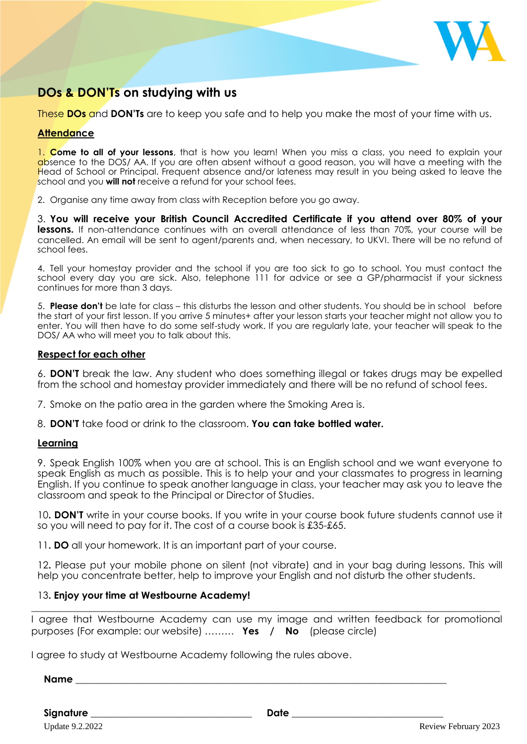## DOs & DON'Ts on studying with us

These **DOs** and **DON'Ts** are to keep you safe and to help you make the most of your time with us.

### Attendance

1. **Come to all of your lessons**, that is how you learn! When you miss a class, you need to explain your absence to the DOS/ AA. If you are often absent without a good reason, you will have a meeting with the Head of School or Principal. Frequent absence and/or lateness may result in you being asked to leave the school and you **will not** receive a refund for your school fees.

2. Organise any time away from class with Reception before you go away.

3. **You will receive your British Council Accredited Certificate if you attend over 80% of your lessons.** If non-attendance continues with an overall attendance of less than 70%, your course will be cancelled. An email will be sent to agent/parents and, when necessary, to UKVI. There will be no refund of school fees.

4. Tell your homestay provider and the school if you are too sick to go to school. You must contact the school every day you are sick. Also, telephone 111 for advice or see a GP/pharmacist if your sickness continues for more than 3 days.

5. **Please don't** be late for class – this disturbs the lesson and other students. You should be in school before the start of your first lesson. If you arrive 5 minutes+ after your lesson starts your teacher might not allow you to enter. You will then have to do some self-study work. If you are regularly late, your teacher will speak to the DOS/ AA who will meet you to talk about this.

### Respect for each other

6. **DON'T** break the law. Any student who does something illegal or takes drugs may be expelled from the school and homestay provider immediately and there will be no refund of school fees.

7. Smoke on the patio area in the garden where the Smoking Area is.

8. **DON'T** take food or drink to the classroom. **You can take bottled water.**

### Learning

9. Speak English 100% when you are at school. This is an English school and we want everyone to speak English as much as possible. This is to help your and your classmates to progress in learning English. If you continue to speak another language in class, your teacher may ask you to leave the classroom and speak to the Principal or Director of Studies.

10. **DON'T** write in your course books. If you write in your course book future students cannot use it so you will need to pay for it. The cost of a course book is £35-£65.

11. **DO** all your homework. It is an important part of your course.

12. Please put your mobile phone on silent (not vibrate) and in your bag during lessons. This will help you concentrate better, help to improve your English and not disturb the other students.

13. **Enjoy your time at Westbourne Academy!**

---

I agree that Westbourne Academy can use my image and written feedback for promotional purposes (For example: our website) ……… **Yes** / **No** (please circle)

I agree to study at Westbourne Academy following the rules above.

**Name** ______________________________________________

**Signature** ______________________ **Date** ______________________

Update 9.2.2022 Review February 2023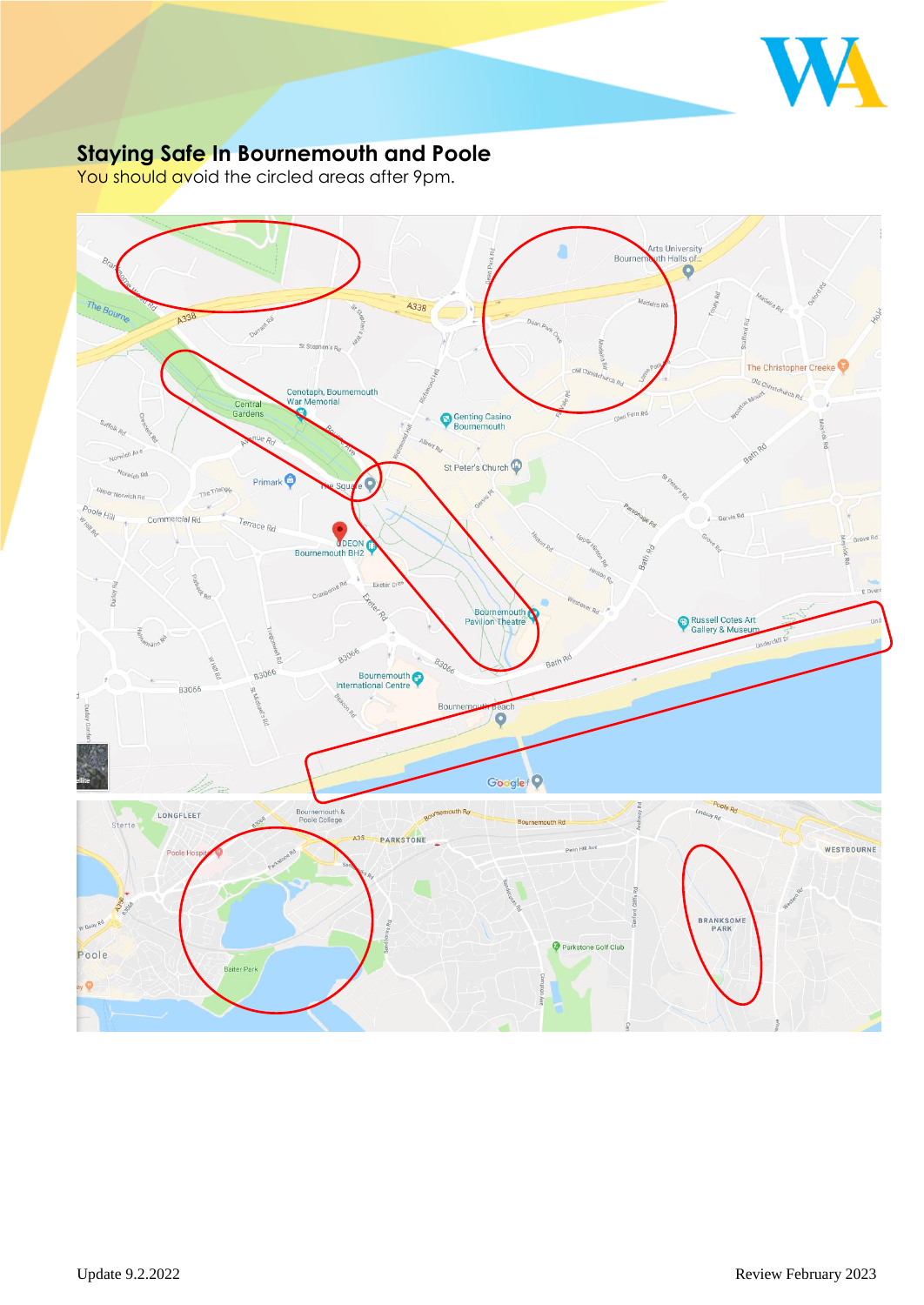## Staying Safe In Bournemouth and Poole

You should avoid the circled areas after 9pm.